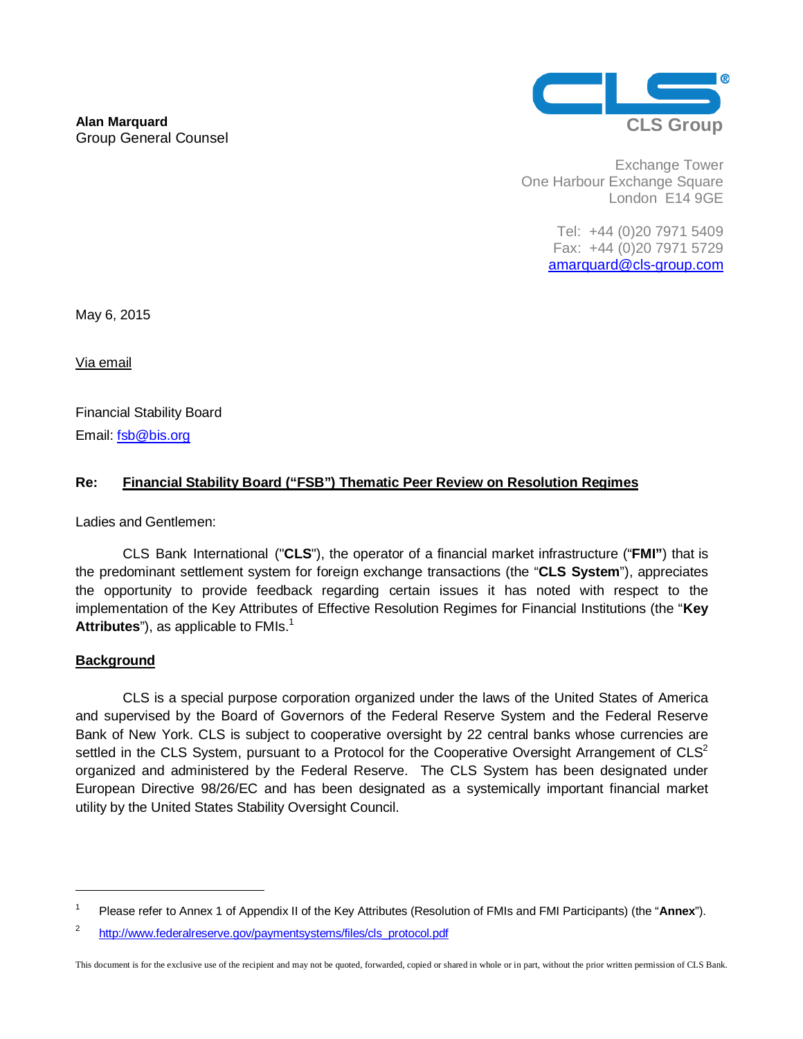**Alan Marquard**
Group General Counsel

CLS Group

Exchange Tower
One Harbour Exchange Square
London E14 9GE

Tel: +44 (0)20 7971 5409
Fax: +44 (0)20 7971 5729
amarquard@cls-group.com

May 6, 2015

Via email

Financial Stability Board
Email: fsb@bis.org

**Re: Financial Stability Board ("FSB") Thematic Peer Review on Resolution Regimes**

Ladies and Gentlemen:

CLS Bank International ("**CLS**"), the operator of a financial market infrastructure ("**FMI**") that is the predominant settlement system for foreign exchange transactions (the "**CLS System**"), appreciates the opportunity to provide feedback regarding certain issues it has noted with respect to the implementation of the Key Attributes of Effective Resolution Regimes for Financial Institutions (the "**Key Attributes**"), as applicable to FMIs.[1]

## Background

CLS is a special purpose corporation organized under the laws of the United States of America and supervised by the Board of Governors of the Federal Reserve System and the Federal Reserve Bank of New York. CLS is subject to cooperative oversight by 22 central banks whose currencies are settled in the CLS System, pursuant to a Protocol for the Cooperative Oversight Arrangement of CLS[2] organized and administered by the Federal Reserve. The CLS System has been designated under European Directive 98/26/EC and has been designated as a systemically important financial market utility by the United States Stability Oversight Council.

[1] Please refer to Annex 1 of Appendix II of the Key Attributes (Resolution of FMIs and FMI Participants) (the "**Annex**").

[2] http://www.federalreserve.gov/paymentsystems/files/cls_protocol.pdf

This document is for the exclusive use of the recipient and may not be quoted, forwarded, copied or shared in whole or in part, without the prior written permission of CLS Bank.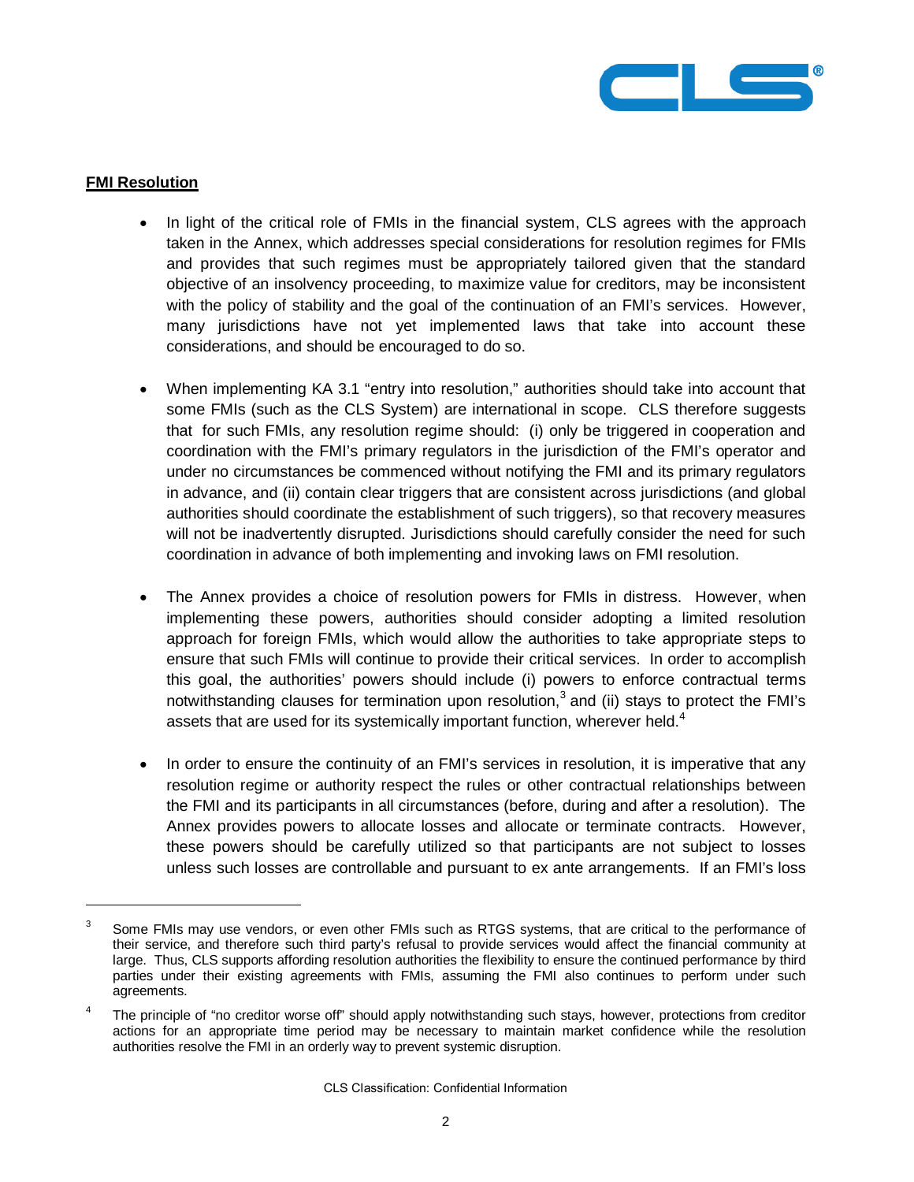**FMI Resolution**

- In light of the critical role of FMIs in the financial system, CLS agrees with the approach taken in the Annex, which addresses special considerations for resolution regimes for FMIs and provides that such regimes must be appropriately tailored given that the standard objective of an insolvency proceeding, to maximize value for creditors, may be inconsistent with the policy of stability and the goal of the continuation of an FMI's services. However, many jurisdictions have not yet implemented laws that take into account these considerations, and should be encouraged to do so.

- When implementing KA 3.1 "entry into resolution," authorities should take into account that some FMIs (such as the CLS System) are international in scope. CLS therefore suggests that for such FMIs, any resolution regime should: (i) only be triggered in cooperation and coordination with the FMI's primary regulators in the jurisdiction of the FMI's operator and under no circumstances be commenced without notifying the FMI and its primary regulators in advance, and (ii) contain clear triggers that are consistent across jurisdictions (and global authorities should coordinate the establishment of such triggers), so that recovery measures will not be inadvertently disrupted. Jurisdictions should carefully consider the need for such coordination in advance of both implementing and invoking laws on FMI resolution.

- The Annex provides a choice of resolution powers for FMIs in distress. However, when implementing these powers, authorities should consider adopting a limited resolution approach for foreign FMIs, which would allow the authorities to take appropriate steps to ensure that such FMIs will continue to provide their critical services. In order to accomplish this goal, the authorities' powers should include (i) powers to enforce contractual terms notwithstanding clauses for termination upon resolution,[3] and (ii) stays to protect the FMI's assets that are used for its systemically important function, wherever held.[4]

- In order to ensure the continuity of an FMI's services in resolution, it is imperative that any resolution regime or authority respect the rules or other contractual relationships between the FMI and its participants in all circumstances (before, during and after a resolution). The Annex provides powers to allocate losses and allocate or terminate contracts. However, these powers should be carefully utilized so that participants are not subject to losses unless such losses are controllable and pursuant to ex ante arrangements. If an FMI's loss

[3] Some FMIs may use vendors, or even other FMIs such as RTGS systems, that are critical to the performance of their service, and therefore such third party's refusal to provide services would affect the financial community at large. Thus, CLS supports affording resolution authorities the flexibility to ensure the continued performance by third parties under their existing agreements with FMIs, assuming the FMI also continues to perform under such agreements.

[4] The principle of "no creditor worse off" should apply notwithstanding such stays, however, protections from creditor actions for an appropriate time period may be necessary to maintain market confidence while the resolution authorities resolve the FMI in an orderly way to prevent systemic disruption.

CLS Classification: Confidential Information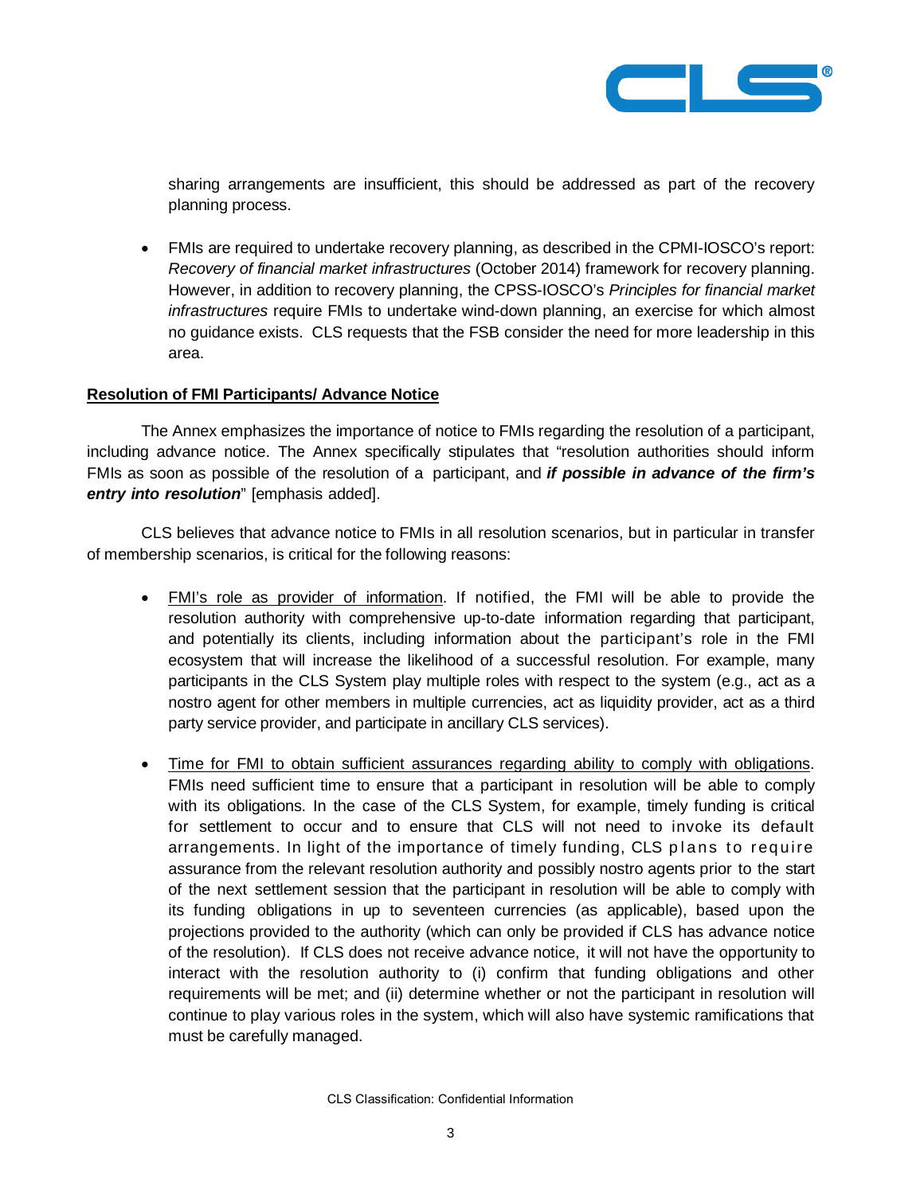sharing arrangements are insufficient, this should be addressed as part of the recovery planning process.

- FMIs are required to undertake recovery planning, as described in the CPMI-IOSCO's report: *Recovery of financial market infrastructures* (October 2014) framework for recovery planning. However, in addition to recovery planning, the CPSS-IOSCO's *Principles for financial market infrastructures* require FMIs to undertake wind-down planning, an exercise for which almost no guidance exists. CLS requests that the FSB consider the need for more leadership in this area.

**<u>Resolution of FMI Participants/ Advance Notice</u>**

The Annex emphasizes the importance of notice to FMIs regarding the resolution of a participant, including advance notice. The Annex specifically stipulates that "resolution authorities should inform FMIs as soon as possible of the resolution of a participant, and ***if possible in advance of the firm's entry into resolution***" [emphasis added].

CLS believes that advance notice to FMIs in all resolution scenarios, but in particular in transfer of membership scenarios, is critical for the following reasons:

- <u>FMI's role as provider of information</u>. If notified, the FMI will be able to provide the resolution authority with comprehensive up-to-date information regarding that participant, and potentially its clients, including information about the participant's role in the FMI ecosystem that will increase the likelihood of a successful resolution. For example, many participants in the CLS System play multiple roles with respect to the system (e.g., act as a nostro agent for other members in multiple currencies, act as liquidity provider, act as a third party service provider, and participate in ancillary CLS services).

- <u>Time for FMI to obtain sufficient assurances regarding ability to comply with obligations</u>. FMIs need sufficient time to ensure that a participant in resolution will be able to comply with its obligations. In the case of the CLS System, for example, timely funding is critical for settlement to occur and to ensure that CLS will not need to invoke its default arrangements. In light of the importance of timely funding, CLS plans to require assurance from the relevant resolution authority and possibly nostro agents prior to the start of the next settlement session that the participant in resolution will be able to comply with its funding obligations in up to seventeen currencies (as applicable), based upon the projections provided to the authority (which can only be provided if CLS has advance notice of the resolution). If CLS does not receive advance notice, it will not have the opportunity to interact with the resolution authority to (i) confirm that funding obligations and other requirements will be met; and (ii) determine whether or not the participant in resolution will continue to play various roles in the system, which will also have systemic ramifications that must be carefully managed.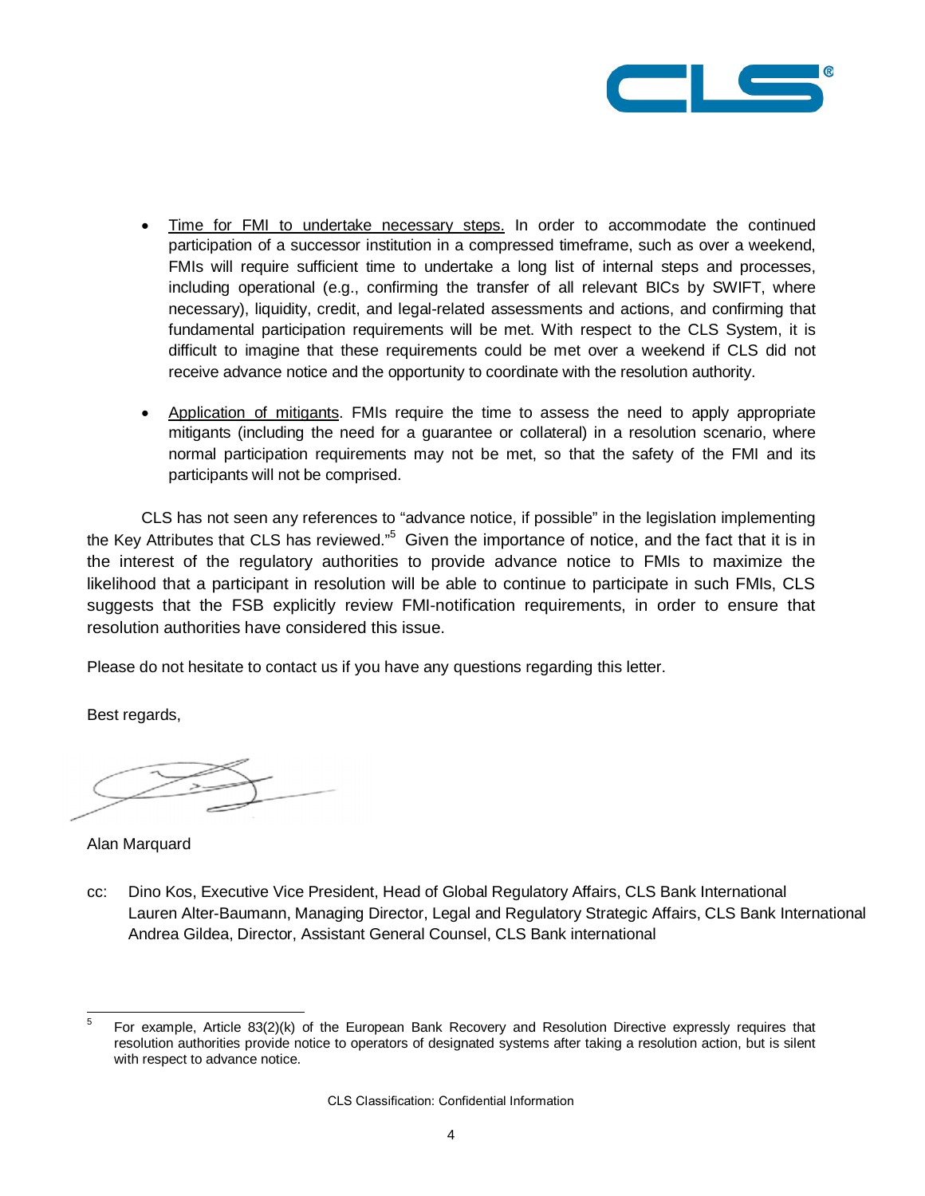- Time for FMI to undertake necessary steps. In order to accommodate the continued participation of a successor institution in a compressed timeframe, such as over a weekend, FMIs will require sufficient time to undertake a long list of internal steps and processes, including operational (e.g., confirming the transfer of all relevant BICs by SWIFT, where necessary), liquidity, credit, and legal-related assessments and actions, and confirming that fundamental participation requirements will be met. With respect to the CLS System, it is difficult to imagine that these requirements could be met over a weekend if CLS did not receive advance notice and the opportunity to coordinate with the resolution authority.

- Application of mitigants. FMIs require the time to assess the need to apply appropriate mitigants (including the need for a guarantee or collateral) in a resolution scenario, where normal participation requirements may not be met, so that the safety of the FMI and its participants will not be comprised.

CLS has not seen any references to "advance notice, if possible" in the legislation implementing the Key Attributes that CLS has reviewed."[5] Given the importance of notice, and the fact that it is in the interest of the regulatory authorities to provide advance notice to FMIs to maximize the likelihood that a participant in resolution will be able to continue to participate in such FMIs, CLS suggests that the FSB explicitly review FMI-notification requirements, in order to ensure that resolution authorities have considered this issue.

Please do not hesitate to contact us if you have any questions regarding this letter.

Best regards,

Alan Marquard

cc: Dino Kos, Executive Vice President, Head of Global Regulatory Affairs, CLS Bank International
Lauren Alter-Baumann, Managing Director, Legal and Regulatory Strategic Affairs, CLS Bank International
Andrea Gildea, Director, Assistant General Counsel, CLS Bank international

[5] For example, Article 83(2)(k) of the European Bank Recovery and Resolution Directive expressly requires that resolution authorities provide notice to operators of designated systems after taking a resolution action, but is silent with respect to advance notice.

CLS Classification: Confidential Information